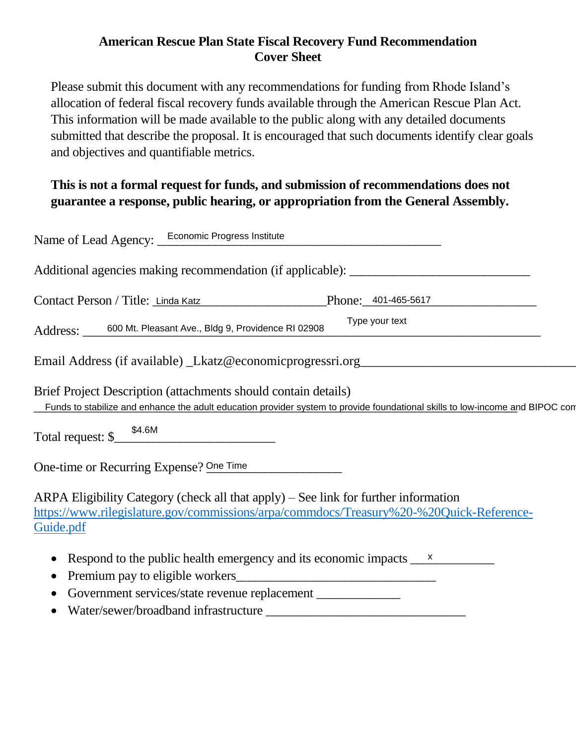# American Rescue Plan State Fiscal Recovery Fund Recommendation
## Cover Sheet

Please submit this document with any recommendations for funding from Rhode Island's allocation of federal fiscal recovery funds available through the American Rescue Plan Act. This information will be made available to the public along with any detailed documents submitted that describe the proposal. It is encouraged that such documents identify clear goals and objectives and quantifiable metrics.

**This is not a formal request for funds, and submission of recommendations does not guarantee a response, public hearing, or appropriation from the General Assembly.**

Name of Lead Agency: Economic Progress Institute

Additional agencies making recommendation (if applicable): ____________________________

Contact Person / Title: Linda Katz Phone: 401-465-5617

Type your text

Address: 600 Mt. Pleasant Ave., Bldg 9, Providence RI 02908

Email Address (if available) _Lkatz@economicprogressri.org

Brief Project Description (attachments should contain details)

Funds to stabilize and enhance the adult education provider system to provide foundational skills to low-income and BIPOC com

Total request: $ $4.6M

One-time or Recurring Expense? One Time

ARPA Eligibility Category (check all that apply) – See link for further information
https://www.rilegislature.gov/commissions/arpa/commdocs/Treasury%20-%20Quick-Reference-Guide.pdf

- Respond to the public health emergency and its economic impacts x
- Premium pay to eligible workers________________________________
- Government services/state revenue replacement _____________
- Water/sewer/broadband infrastructure ________________________________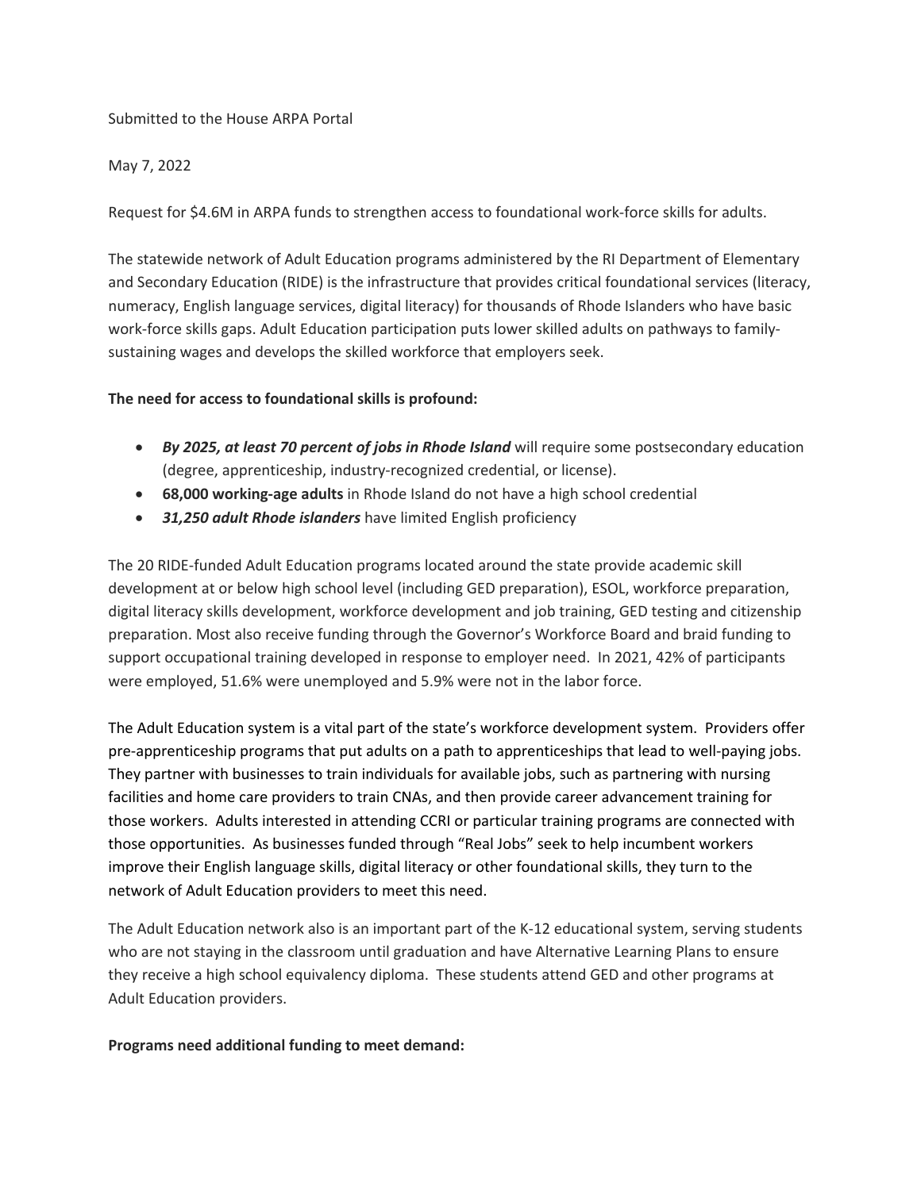Submitted to the House ARPA Portal

May 7, 2022

Request for $4.6M in ARPA funds to strengthen access to foundational work-force skills for adults.

The statewide network of Adult Education programs administered by the RI Department of Elementary and Secondary Education (RIDE) is the infrastructure that provides critical foundational services (literacy, numeracy, English language services, digital literacy) for thousands of Rhode Islanders who have basic work-force skills gaps. Adult Education participation puts lower skilled adults on pathways to family-sustaining wages and develops the skilled workforce that employers seek.

**The need for access to foundational skills is profound:**

- ***By 2025, at least 70 percent of jobs in Rhode Island*** will require some postsecondary education (degree, apprenticeship, industry-recognized credential, or license).
- **68,000 working-age adults** in Rhode Island do not have a high school credential
- ***31,250 adult Rhode islanders*** have limited English proficiency

The 20 RIDE-funded Adult Education programs located around the state provide academic skill development at or below high school level (including GED preparation), ESOL, workforce preparation, digital literacy skills development, workforce development and job training, GED testing and citizenship preparation. Most also receive funding through the Governor's Workforce Board and braid funding to support occupational training developed in response to employer need. In 2021, 42% of participants were employed, 51.6% were unemployed and 5.9% were not in the labor force.

The Adult Education system is a vital part of the state's workforce development system. Providers offer pre-apprenticeship programs that put adults on a path to apprenticeships that lead to well-paying jobs. They partner with businesses to train individuals for available jobs, such as partnering with nursing facilities and home care providers to train CNAs, and then provide career advancement training for those workers. Adults interested in attending CCRI or particular training programs are connected with those opportunities. As businesses funded through "Real Jobs" seek to help incumbent workers improve their English language skills, digital literacy or other foundational skills, they turn to the network of Adult Education providers to meet this need.

The Adult Education network also is an important part of the K-12 educational system, serving students who are not staying in the classroom until graduation and have Alternative Learning Plans to ensure they receive a high school equivalency diploma. These students attend GED and other programs at Adult Education providers.

**Programs need additional funding to meet demand:**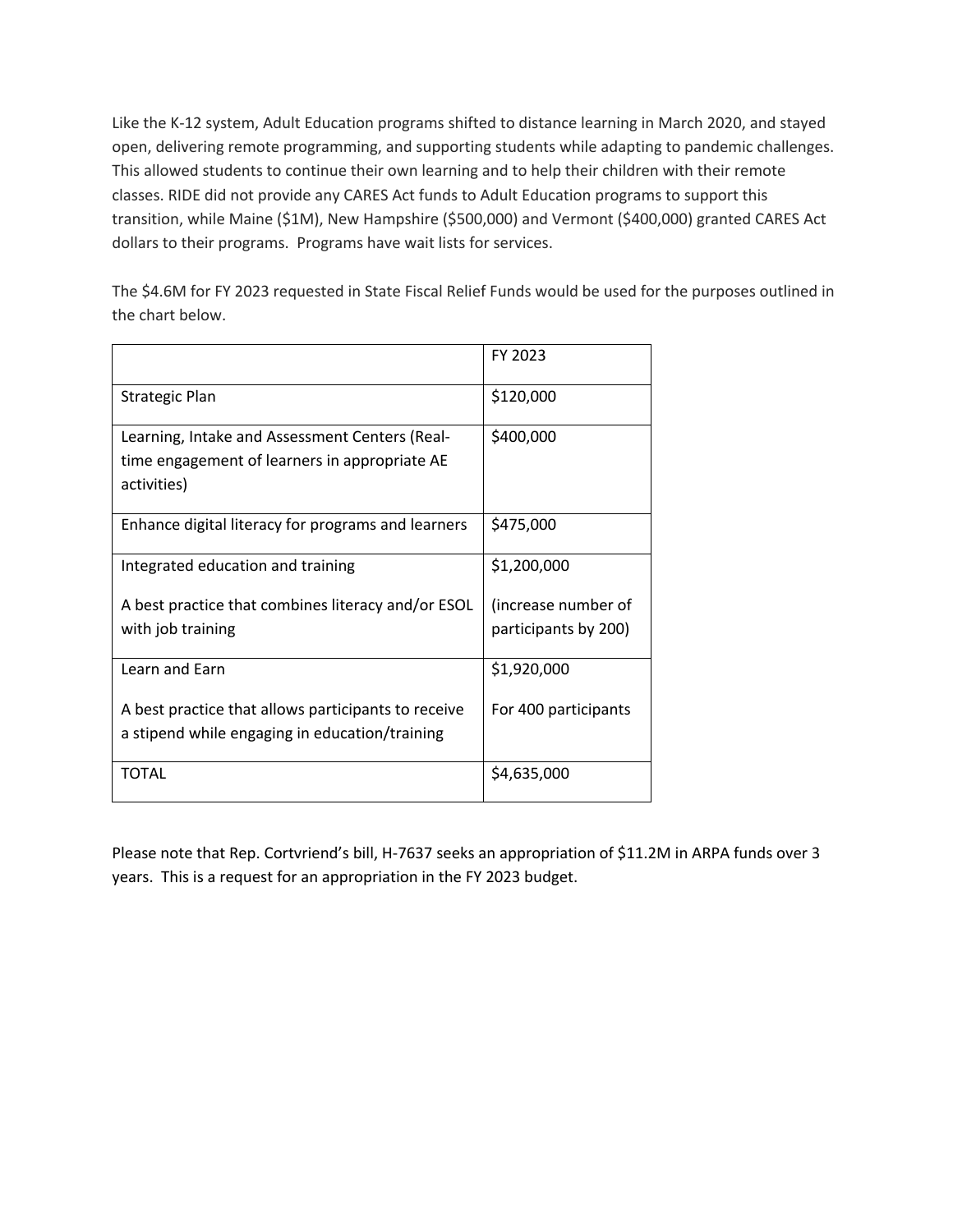Like the K-12 system, Adult Education programs shifted to distance learning in March 2020, and stayed open, delivering remote programming, and supporting students while adapting to pandemic challenges. This allowed students to continue their own learning and to help their children with their remote classes. RIDE did not provide any CARES Act funds to Adult Education programs to support this transition, while Maine ($1M), New Hampshire ($500,000) and Vermont ($400,000) granted CARES Act dollars to their programs. Programs have wait lists for services.

The $4.6M for FY 2023 requested in State Fiscal Relief Funds would be used for the purposes outlined in the chart below.

| | FY 2023 |
|---|---|
| Strategic Plan | $120,000 |
| Learning, Intake and Assessment Centers (Real-time engagement of learners in appropriate AE activities) | $400,000 |
| Enhance digital literacy for programs and learners | $475,000 |
| Integrated education and training<br><br>A best practice that combines literacy and/or ESOL with job training | $1,200,000<br><br>(increase number of participants by 200) |
| Learn and Earn<br><br>A best practice that allows participants to receive a stipend while engaging in education/training | $1,920,000<br><br>For 400 participants |
| TOTAL | $4,635,000 |

Please note that Rep. Cortvriend's bill, H-7637 seeks an appropriation of $11.2M in ARPA funds over 3 years. This is a request for an appropriation in the FY 2023 budget.